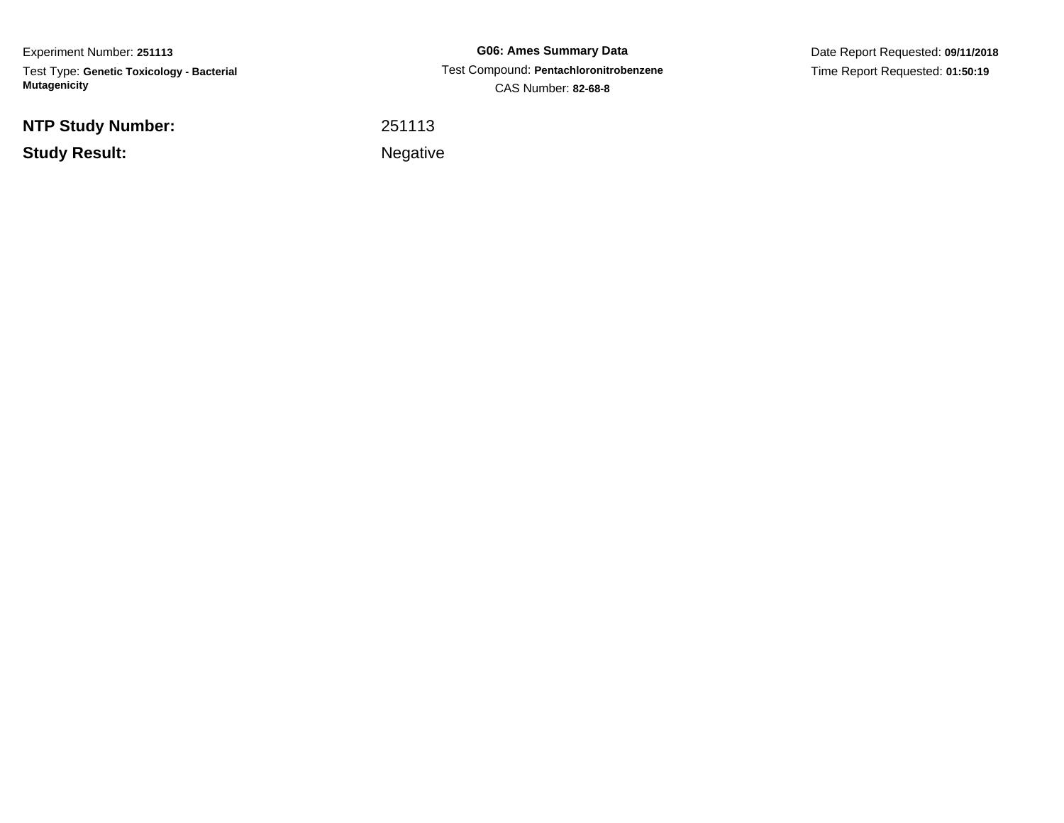Experiment Number: **251113**
Test Type: **Genetic Toxicology - Bacterial Mutagenicity**

**G06: Ames Summary Data**
Test Compound: **Pentachloronitrobenzene**
CAS Number: **82-68-8**

Date Report Requested: **09/11/2018**
Time Report Requested: **01:50:19**

| | |
|---|---|
| **NTP Study Number:** | 251113 |
| **Study Result:** | Negative |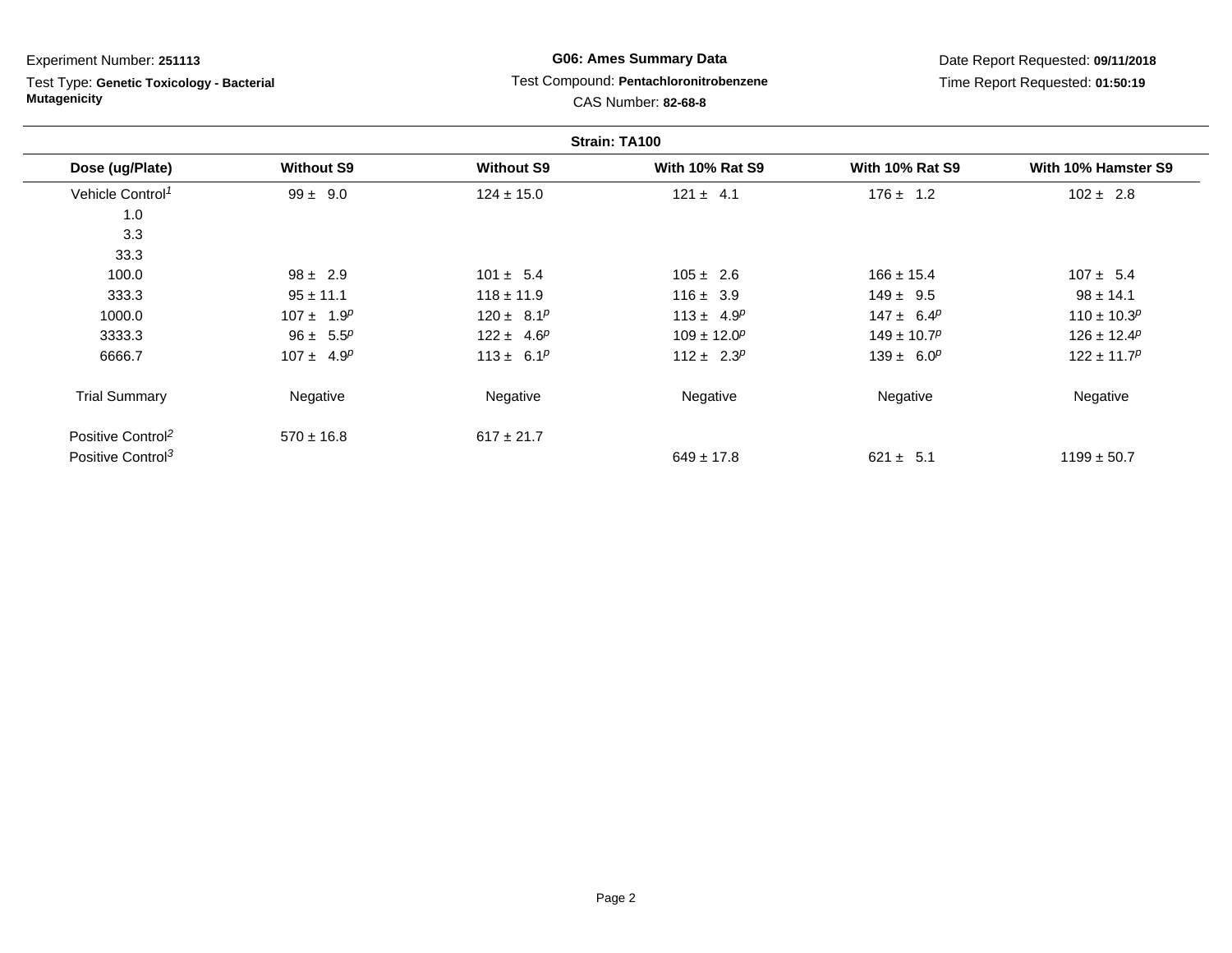Experiment Number: **251113**

Test Type: **Genetic Toxicology - Bacterial Mutagenicity**

**G06: Ames Summary Data**

Test Compound: **Pentachloronitrobenzene**

CAS Number: **82-68-8**

Date Report Requested: **09/11/2018**

Time Report Requested: **01:50:19**

**Strain: TA100**

| Dose (ug/Plate) | Without S9 | Without S9 | With 10% Rat S9 | With 10% Rat S9 | With 10% Hamster S9 |
|---|---|---|---|---|---|
| Vehicle Control[1] | 99 ± 9.0 | 124 ± 15.0 | 121 ± 4.1 | 176 ± 1.2 | 102 ± 2.8 |
| 1.0 | | | | | |
| 3.3 | | | | | |
| 33.3 | | | | | |
| 100.0 | 98 ± 2.9 | 101 ± 5.4 | 105 ± 2.6 | 166 ± 15.4 | 107 ± 5.4 |
| 333.3 | 95 ± 11.1 | 118 ± 11.9 | 116 ± 3.9 | 149 ± 9.5 | 98 ± 14.1 |
| 1000.0 | 107 ± 1.9[p] | 120 ± 8.1[p] | 113 ± 4.9[p] | 147 ± 6.4[p] | 110 ± 10.3[p] |
| 3333.3 | 96 ± 5.5[p] | 122 ± 4.6[p] | 109 ± 12.0[p] | 149 ± 10.7[p] | 126 ± 12.4[p] |
| 6666.7 | 107 ± 4.9[p] | 113 ± 6.1[p] | 112 ± 2.3[p] | 139 ± 6.0[p] | 122 ± 11.7[p] |
| Trial Summary | Negative | Negative | Negative | Negative | Negative |
| Positive Control[2] | 570 ± 16.8 | 617 ± 21.7 | | | |
| Positive Control[3] | | | 649 ± 17.8 | 621 ± 5.1 | 1199 ± 50.7 |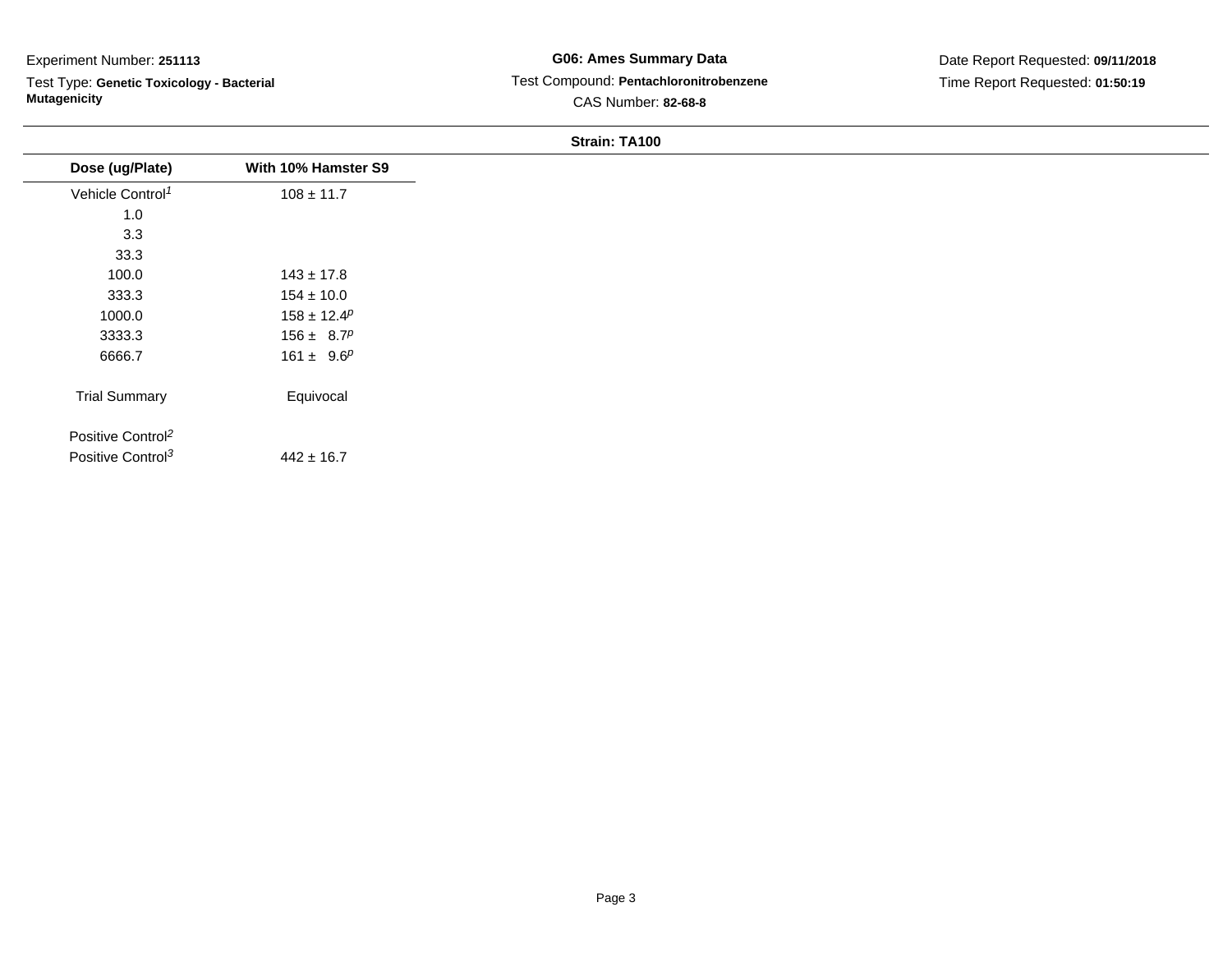Experiment Number: **251113**

Test Type: **Genetic Toxicology - Bacterial Mutagenicity**

**G06: Ames Summary Data**

Test Compound: **Pentachloronitrobenzene**

CAS Number: **82-68-8**

Date Report Requested: **09/11/2018**

Time Report Requested: **01:50:19**

**Strain: TA100**

| Dose (ug/Plate) | With 10% Hamster S9 |
|---|---|
| Vehicle Control[1] | 108 ± 11.7 |
| 1.0 | |
| 3.3 | |
| 33.3 | |
| 100.0 | 143 ± 17.8 |
| 333.3 | 154 ± 10.0 |
| 1000.0 | 158 ± 12.4[p] |
| 3333.3 | 156 ± 8.7[p] |
| 6666.7 | 161 ± 9.6[p] |
| Trial Summary | Equivocal |
| Positive Control[2] | |
| Positive Control[3] | 442 ± 16.7 |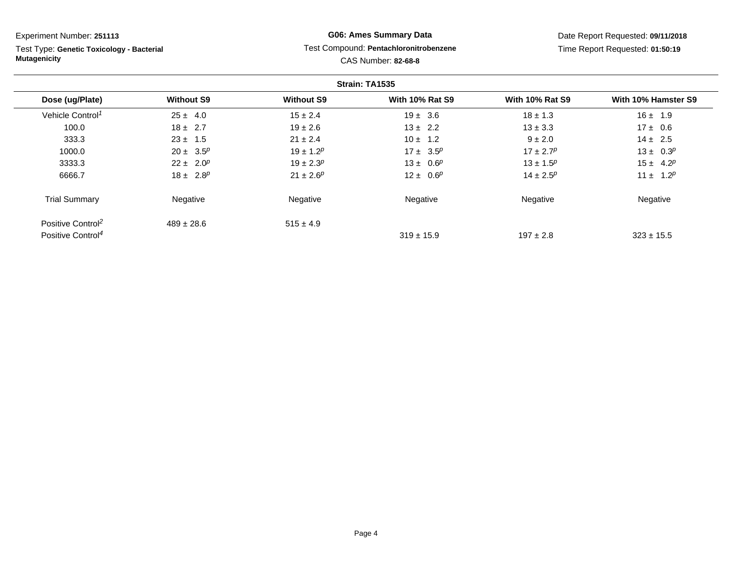Experiment Number: **251113**

Test Type: **Genetic Toxicology - Bacterial Mutagenicity**

**G06: Ames Summary Data**

Test Compound: **Pentachloronitrobenzene**

CAS Number: **82-68-8**

Date Report Requested: **09/11/2018**

Time Report Requested: **01:50:19**

**Strain: TA1535**

| Dose (ug/Plate) | Without S9 | Without S9 | With 10% Rat S9 | With 10% Rat S9 | With 10% Hamster S9 |
|---|---|---|---|---|---|
| Vehicle Control[1] | 25 ± 4.0 | 15 ± 2.4 | 19 ± 3.6 | 18 ± 1.3 | 16 ± 1.9 |
| 100.0 | 18 ± 2.7 | 19 ± 2.6 | 13 ± 2.2 | 13 ± 3.3 | 17 ± 0.6 |
| 333.3 | 23 ± 1.5 | 21 ± 2.4 | 10 ± 1.2 | 9 ± 2.0 | 14 ± 2.5 |
| 1000.0 | 20 ± 3.5[p] | 19 ± 1.2[p] | 17 ± 3.5[p] | 17 ± 2.7[p] | 13 ± 0.3[p] |
| 3333.3 | 22 ± 2.0[p] | 19 ± 2.3[p] | 13 ± 0.6[p] | 13 ± 1.5[p] | 15 ± 4.2[p] |
| 6666.7 | 18 ± 2.8[p] | 21 ± 2.6[p] | 12 ± 0.6[p] | 14 ± 2.5[p] | 11 ± 1.2[p] |
| Trial Summary | Negative | Negative | Negative | Negative | Negative |
| Positive Control[2] | 489 ± 28.6 | 515 ± 4.9 | | | |
| Positive Control[4] | | | 319 ± 15.9 | 197 ± 2.8 | 323 ± 15.5 |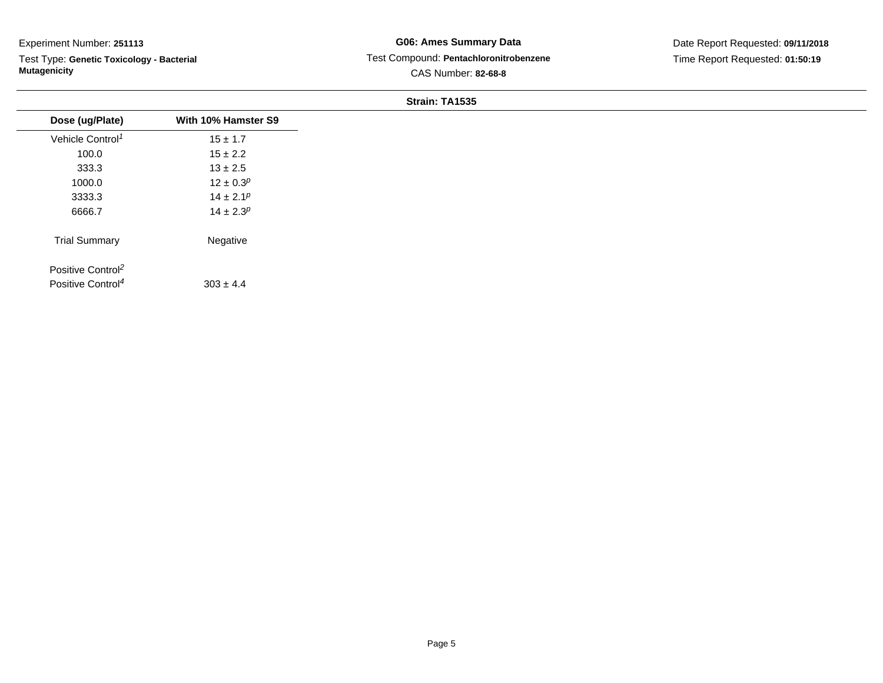Experiment Number: **251113**

Test Type: **Genetic Toxicology - Bacterial Mutagenicity**

**G06: Ames Summary Data**

Test Compound: **Pentachloronitrobenzene**

CAS Number: **82-68-8**

Date Report Requested: **09/11/2018**

Time Report Requested: **01:50:19**

**Strain: TA1535**

| Dose (ug/Plate) | With 10% Hamster S9 |
|---|---|
| Vehicle Control[1] | 15 ± 1.7 |
| 100.0 | 15 ± 2.2 |
| 333.3 | 13 ± 2.5 |
| 1000.0 | 12 ± 0.3[p] |
| 3333.3 | 14 ± 2.1[p] |
| 6666.7 | 14 ± 2.3[p] |
| Trial Summary | Negative |
| Positive Control[2] | |
| Positive Control[4] | 303 ± 4.4 |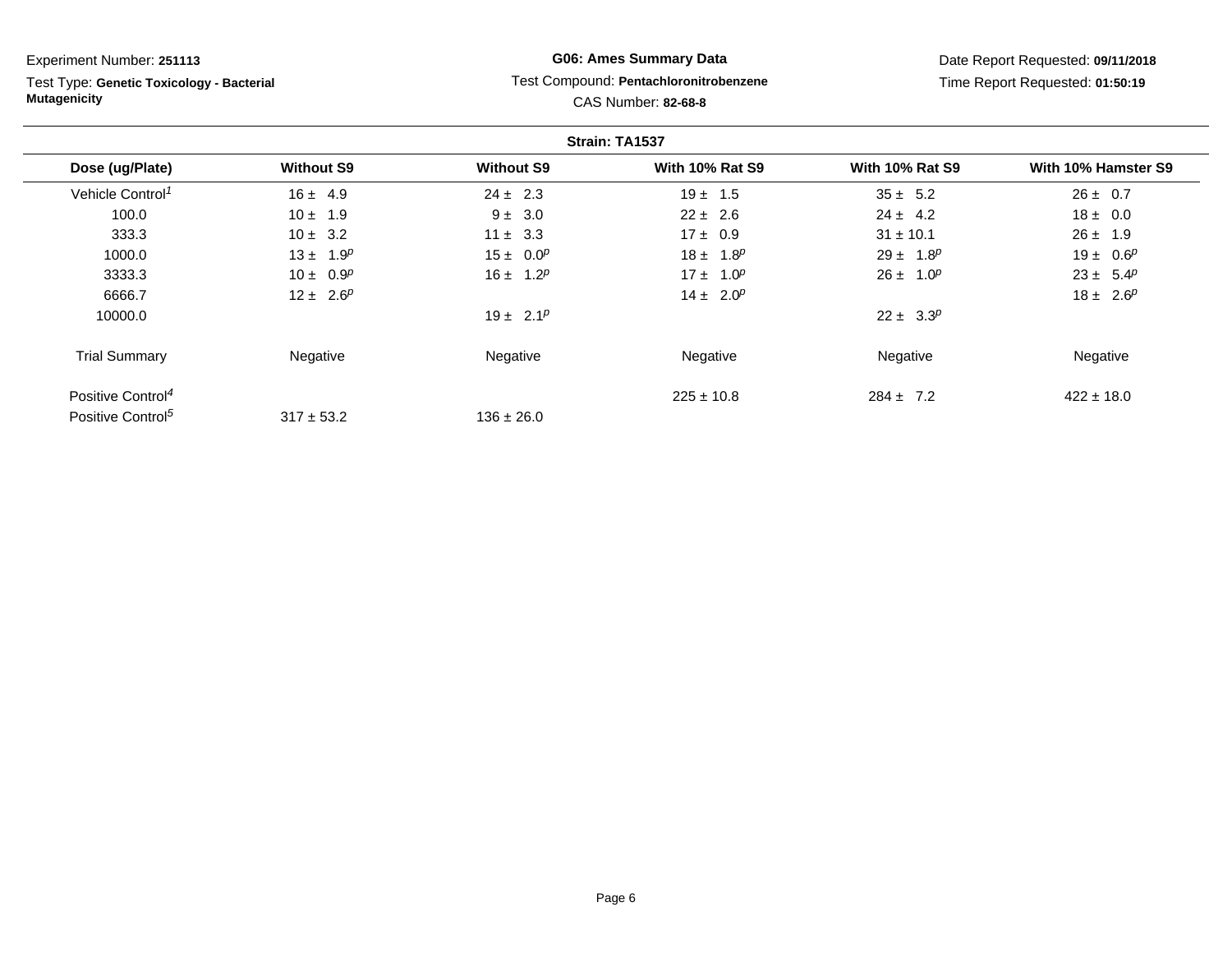Experiment Number: **251113**

Test Type: **Genetic Toxicology - Bacterial Mutagenicity**

**G06: Ames Summary Data**

Test Compound: **Pentachloronitrobenzene**

CAS Number: **82-68-8**

Date Report Requested: **09/11/2018**

Time Report Requested: **01:50:19**

**Strain: TA1537**

| Dose (ug/Plate) | Without S9 | Without S9 | With 10% Rat S9 | With 10% Rat S9 | With 10% Hamster S9 |
|---|---|---|---|---|---|
| Vehicle Control[1] | 16 ± 4.9 | 24 ± 2.3 | 19 ± 1.5 | 35 ± 5.2 | 26 ± 0.7 |
| 100.0 | 10 ± 1.9 | 9 ± 3.0 | 22 ± 2.6 | 24 ± 4.2 | 18 ± 0.0 |
| 333.3 | 10 ± 3.2 | 11 ± 3.3 | 17 ± 0.9 | 31 ± 10.1 | 26 ± 1.9 |
| 1000.0 | 13 ± 1.9[p] | 15 ± 0.0[p] | 18 ± 1.8[p] | 29 ± 1.8[p] | 19 ± 0.6[p] |
| 3333.3 | 10 ± 0.9[p] | 16 ± 1.2[p] | 17 ± 1.0[p] | 26 ± 1.0[p] | 23 ± 5.4[p] |
| 6666.7 | 12 ± 2.6[p] | | 14 ± 2.0[p] | | 18 ± 2.6[p] |
| 10000.0 | | 19 ± 2.1[p] | | 22 ± 3.3[p] | |
| Trial Summary | Negative | Negative | Negative | Negative | Negative |
| Positive Control[4] | | | 225 ± 10.8 | 284 ± 7.2 | 422 ± 18.0 |
| Positive Control[5] | 317 ± 53.2 | 136 ± 26.0 | | | |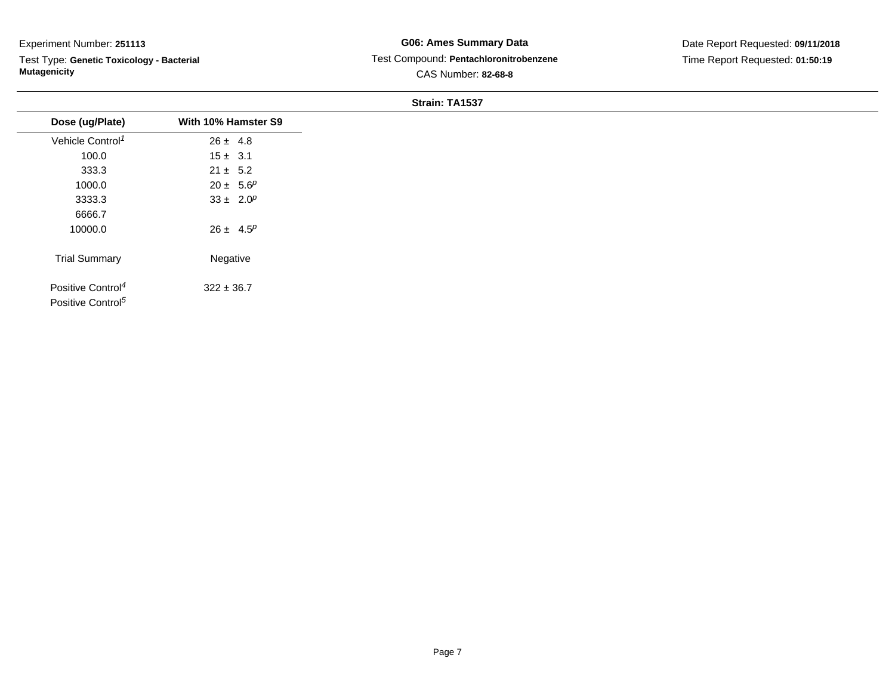Experiment Number: **251113**

Test Type: **Genetic Toxicology - Bacterial Mutagenicity**

**G06: Ames Summary Data**

Test Compound: **Pentachloronitrobenzene**

CAS Number: **82-68-8**

Date Report Requested: **09/11/2018**

Time Report Requested: **01:50:19**

**Strain: TA1537**

| Dose (ug/Plate) | With 10% Hamster S9 |
|---|---|
| Vehicle Control[1] | 26 ± 4.8 |
| 100.0 | 15 ± 3.1 |
| 333.3 | 21 ± 5.2 |
| 1000.0 | 20 ± 5.6[p] |
| 3333.3 | 33 ± 2.0[p] |
| 6666.7 | |
| 10000.0 | 26 ± 4.5[p] |
| Trial Summary | Negative |
| Positive Control[4] | 322 ± 36.7 |
| Positive Control[5] | |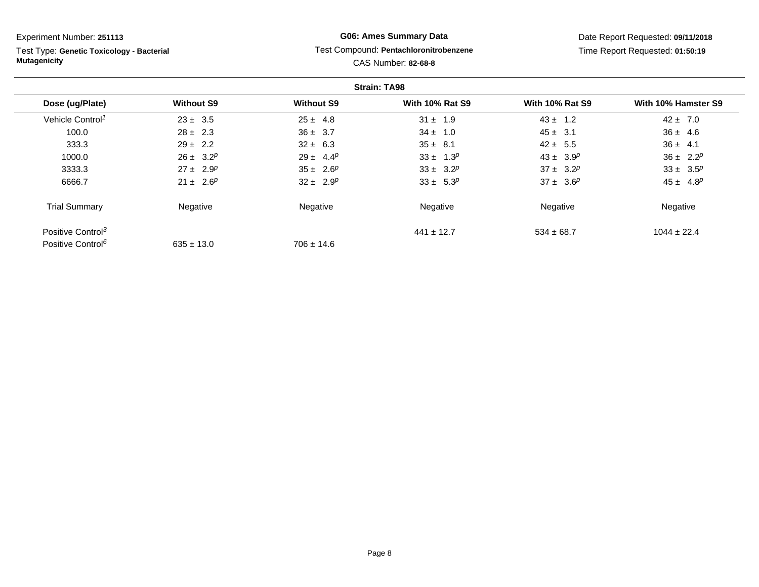Experiment Number: **251113**

Test Type: **Genetic Toxicology - Bacterial Mutagenicity**

**G06: Ames Summary Data**

Test Compound: **Pentachloronitrobenzene**

CAS Number: **82-68-8**

Date Report Requested: **09/11/2018**

Time Report Requested: **01:50:19**

**Strain: TA98**

| Dose (ug/Plate) | Without S9 | Without S9 | With 10% Rat S9 | With 10% Rat S9 | With 10% Hamster S9 |
|---|---|---|---|---|---|
| Vehicle Control[1] | 23 ± 3.5 | 25 ± 4.8 | 31 ± 1.9 | 43 ± 1.2 | 42 ± 7.0 |
| 100.0 | 28 ± 2.3 | 36 ± 3.7 | 34 ± 1.0 | 45 ± 3.1 | 36 ± 4.6 |
| 333.3 | 29 ± 2.2 | 32 ± 6.3 | 35 ± 8.1 | 42 ± 5.5 | 36 ± 4.1 |
| 1000.0 | 26 ± 3.2[p] | 29 ± 4.4[p] | 33 ± 1.3[p] | 43 ± 3.9[p] | 36 ± 2.2[p] |
| 3333.3 | 27 ± 2.9[p] | 35 ± 2.6[p] | 33 ± 3.2[p] | 37 ± 3.2[p] | 33 ± 3.5[p] |
| 6666.7 | 21 ± 2.6[p] | 32 ± 2.9[p] | 33 ± 5.3[p] | 37 ± 3.6[p] | 45 ± 4.8[p] |
| Trial Summary | Negative | Negative | Negative | Negative | Negative |
| Positive Control[3] | | | 441 ± 12.7 | 534 ± 68.7 | 1044 ± 22.4 |
| Positive Control[6] | 635 ± 13.0 | 706 ± 14.6 | | | |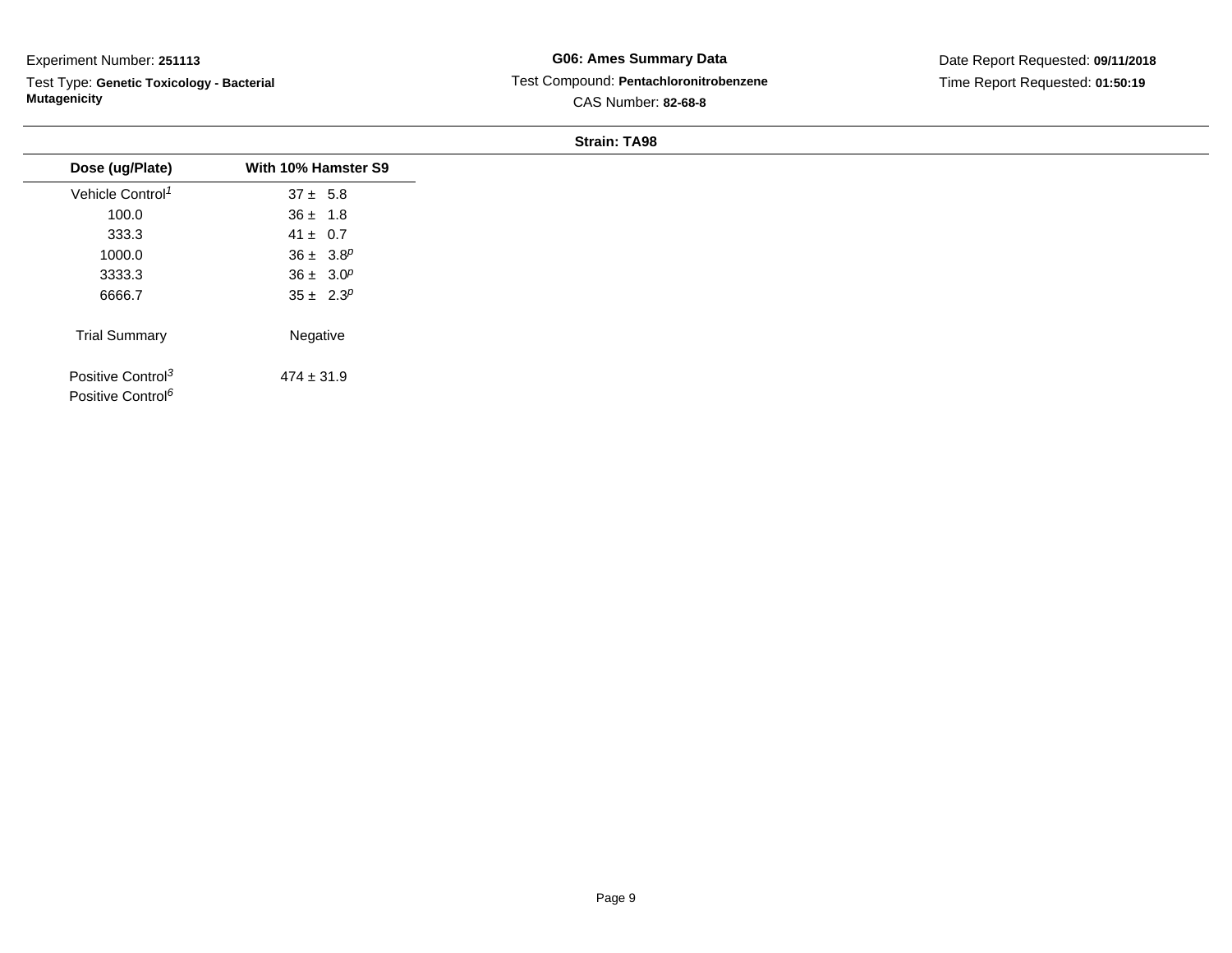Experiment Number: **251113**

Test Type: **Genetic Toxicology - Bacterial Mutagenicity**

**G06: Ames Summary Data**

Test Compound: **Pentachloronitrobenzene**

CAS Number: **82-68-8**

Date Report Requested: **09/11/2018**

Time Report Requested: **01:50:19**

**Strain: TA98**

| Dose (ug/Plate) | With 10% Hamster S9 |
|---|---|
| Vehicle Control[1] | 37 ± 5.8 |
| 100.0 | 36 ± 1.8 |
| 333.3 | 41 ± 0.7 |
| 1000.0 | 36 ± 3.8[p] |
| 3333.3 | 36 ± 3.0[p] |
| 6666.7 | 35 ± 2.3[p] |
| Trial Summary | Negative |
| Positive Control[3] | 474 ± 31.9 |
| Positive Control[6] | |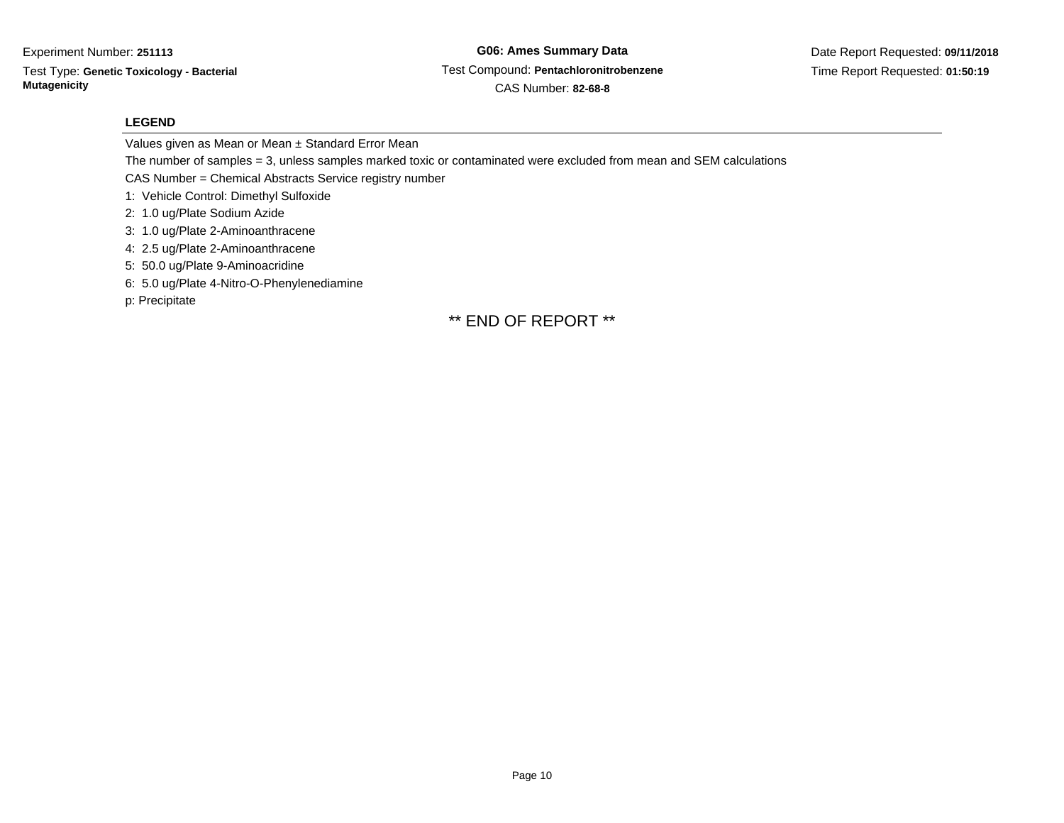Experiment Number: **251113**

Test Type: **Genetic Toxicology - Bacterial Mutagenicity**

**G06: Ames Summary Data**

Test Compound: **Pentachloronitrobenzene**

CAS Number: **82-68-8**

Date Report Requested: **09/11/2018**

Time Report Requested: **01:50:19**

**LEGEND**

Values given as Mean or Mean ± Standard Error Mean

The number of samples = 3, unless samples marked toxic or contaminated were excluded from mean and SEM calculations

CAS Number = Chemical Abstracts Service registry number

1: Vehicle Control: Dimethyl Sulfoxide

2: 1.0 ug/Plate Sodium Azide

3: 1.0 ug/Plate 2-Aminoanthracene

4: 2.5 ug/Plate 2-Aminoanthracene

5: 50.0 ug/Plate 9-Aminoacridine

6: 5.0 ug/Plate 4-Nitro-O-Phenylenediamine

p: Precipitate

** END OF REPORT **